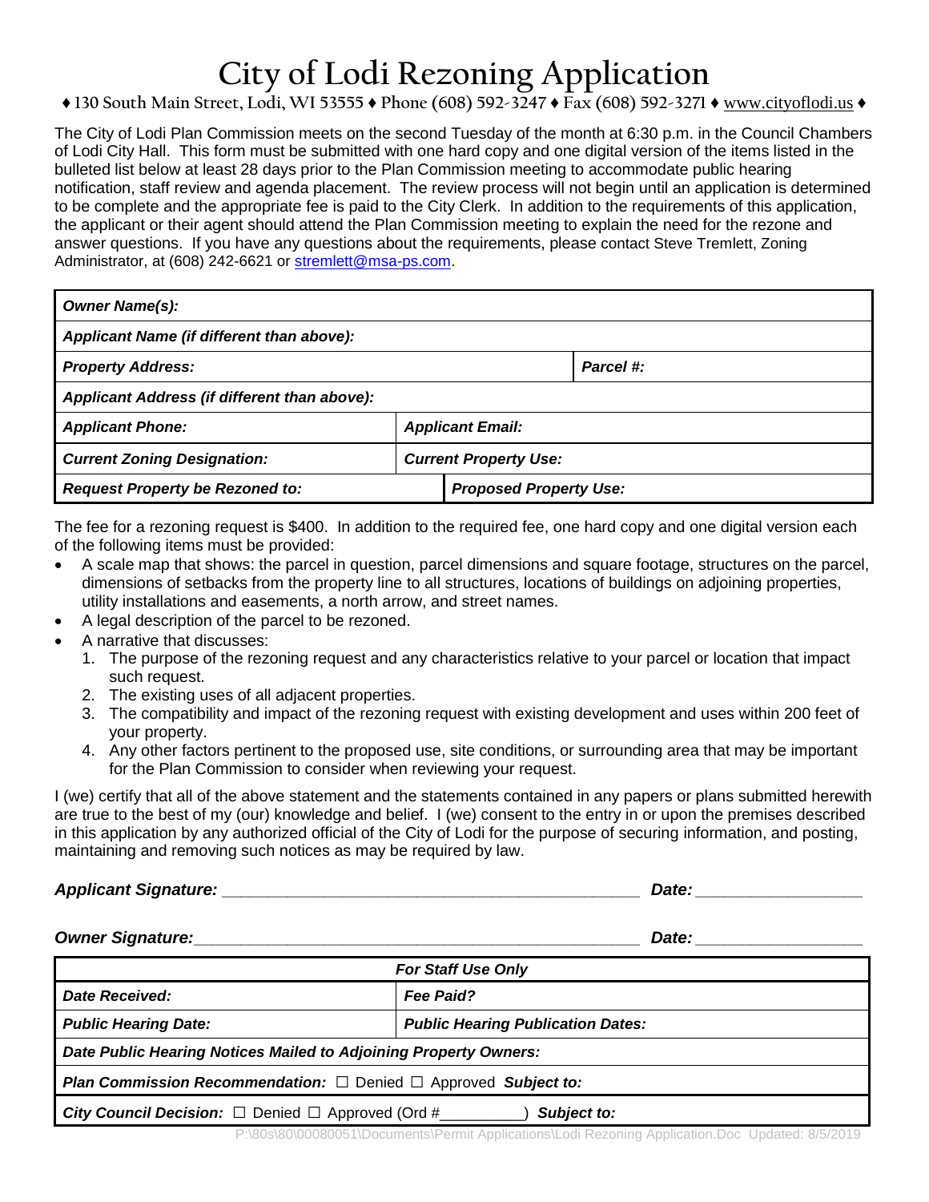# City of Lodi Rezoning Application

♦ 130 South Main Street, Lodi, WI 53555 ♦ Phone (608) 592-3247 ♦ Fax (608) 592-3271 ♦ www.cityoflodi.us ♦

The City of Lodi Plan Commission meets on the second Tuesday of the month at 6:30 p.m. in the Council Chambers of Lodi City Hall. This form must be submitted with one hard copy and one digital version of the items listed in the bulleted list below at least 28 days prior to the Plan Commission meeting to accommodate public hearing notification, staff review and agenda placement. The review process will not begin until an application is determined to be complete and the appropriate fee is paid to the City Clerk. In addition to the requirements of this application, the applicant or their agent should attend the Plan Commission meeting to explain the need for the rezone and answer questions. If you have any questions about the requirements, please contact Steve Tremlett, Zoning Administrator, at (608) 242-6621 or stremlett@msa-ps.com.

| | | |
|---|---|---|
| ***Owner Name(s):*** | | |
| ***Applicant Name (if different than above):*** | | |
| ***Property Address:*** | | ***Parcel #:*** |
| ***Applicant Address (if different than above):*** | | |
| ***Applicant Phone:*** | ***Applicant Email:*** | |
| ***Current Zoning Designation:*** | ***Current Property Use:*** | |
| ***Request Property be Rezoned to:*** | ***Proposed Property Use:*** | |

The fee for a rezoning request is $400. In addition to the required fee, one hard copy and one digital version each of the following items must be provided:

- A scale map that shows: the parcel in question, parcel dimensions and square footage, structures on the parcel, dimensions of setbacks from the property line to all structures, locations of buildings on adjoining properties, utility installations and easements, a north arrow, and street names.
- A legal description of the parcel to be rezoned.
- A narrative that discusses:
  1. The purpose of the rezoning request and any characteristics relative to your parcel or location that impact such request.
  2. The existing uses of all adjacent properties.
  3. The compatibility and impact of the rezoning request with existing development and uses within 200 feet of your property.
  4. Any other factors pertinent to the proposed use, site conditions, or surrounding area that may be important for the Plan Commission to consider when reviewing your request.

I (we) certify that all of the above statement and the statements contained in any papers or plans submitted herewith are true to the best of my (our) knowledge and belief. I (we) consent to the entry in or upon the premises described in this application by any authorized official of the City of Lodi for the purpose of securing information, and posting, maintaining and removing such notices as may be required by law.

***Applicant Signature:*** ______________________________________________ ***Date:*** __________________

***Owner Signature:*** ______________________________________________ ***Date:*** __________________

| ***For Staff Use Only*** | |
|---|---|
| ***Date Received:*** | ***Fee Paid?*** |
| ***Public Hearing Date:*** | ***Public Hearing Publication Dates:*** |
| ***Date Public Hearing Notices Mailed to Adjoining Property Owners:*** | |
| ***Plan Commission Recommendation:*** ☐ Denied ☐ Approved ***Subject to:*** | |
| ***City Council Decision:*** ☐ Denied ☐ Approved (Ord #__________) ***Subject to:*** | |

P:\80s\80\00080051\Documents\Permit Applications\Lodi Rezoning Application.Doc Updated: 8/5/2019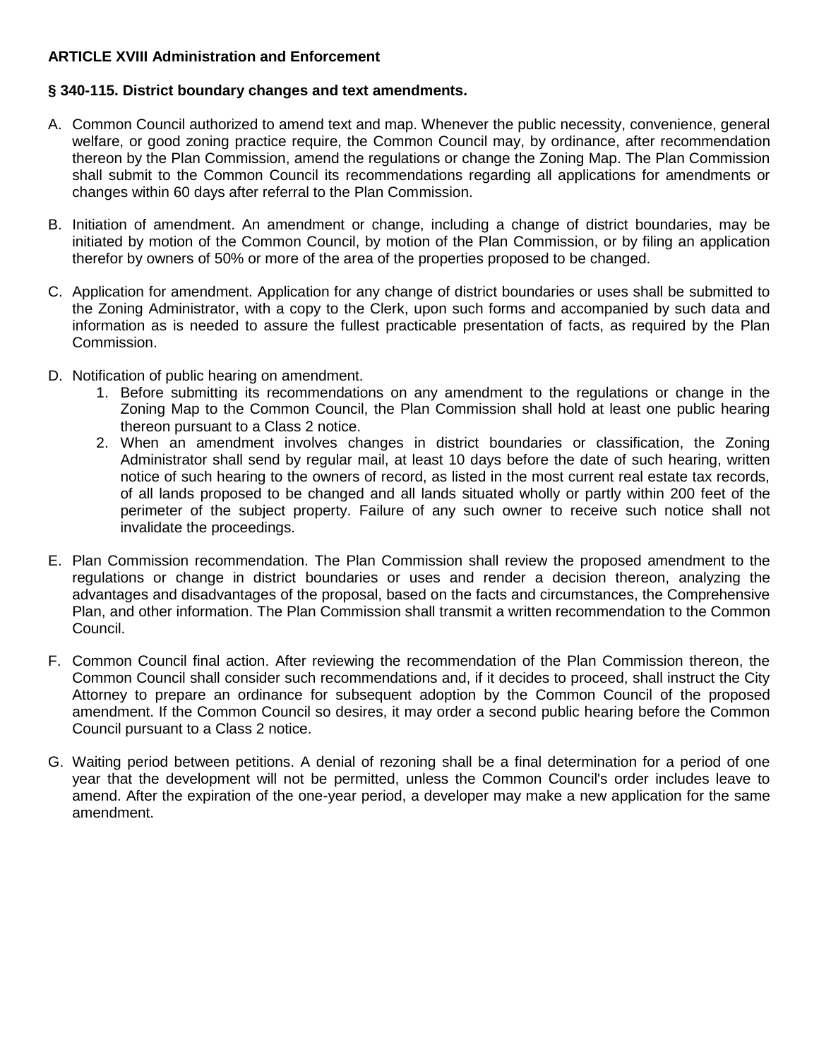**ARTICLE XVIII Administration and Enforcement**

**§ 340-115. District boundary changes and text amendments.**

A. Common Council authorized to amend text and map. Whenever the public necessity, convenience, general welfare, or good zoning practice require, the Common Council may, by ordinance, after recommendation thereon by the Plan Commission, amend the regulations or change the Zoning Map. The Plan Commission shall submit to the Common Council its recommendations regarding all applications for amendments or changes within 60 days after referral to the Plan Commission.

B. Initiation of amendment. An amendment or change, including a change of district boundaries, may be initiated by motion of the Common Council, by motion of the Plan Commission, or by filing an application therefor by owners of 50% or more of the area of the properties proposed to be changed.

C. Application for amendment. Application for any change of district boundaries or uses shall be submitted to the Zoning Administrator, with a copy to the Clerk, upon such forms and accompanied by such data and information as is needed to assure the fullest practicable presentation of facts, as required by the Plan Commission.

D. Notification of public hearing on amendment.
   1. Before submitting its recommendations on any amendment to the regulations or change in the Zoning Map to the Common Council, the Plan Commission shall hold at least one public hearing thereon pursuant to a Class 2 notice.
   2. When an amendment involves changes in district boundaries or classification, the Zoning Administrator shall send by regular mail, at least 10 days before the date of such hearing, written notice of such hearing to the owners of record, as listed in the most current real estate tax records, of all lands proposed to be changed and all lands situated wholly or partly within 200 feet of the perimeter of the subject property. Failure of any such owner to receive such notice shall not invalidate the proceedings.

E. Plan Commission recommendation. The Plan Commission shall review the proposed amendment to the regulations or change in district boundaries or uses and render a decision thereon, analyzing the advantages and disadvantages of the proposal, based on the facts and circumstances, the Comprehensive Plan, and other information. The Plan Commission shall transmit a written recommendation to the Common Council.

F. Common Council final action. After reviewing the recommendation of the Plan Commission thereon, the Common Council shall consider such recommendations and, if it decides to proceed, shall instruct the City Attorney to prepare an ordinance for subsequent adoption by the Common Council of the proposed amendment. If the Common Council so desires, it may order a second public hearing before the Common Council pursuant to a Class 2 notice.

G. Waiting period between petitions. A denial of rezoning shall be a final determination for a period of one year that the development will not be permitted, unless the Common Council's order includes leave to amend. After the expiration of the one-year period, a developer may make a new application for the same amendment.